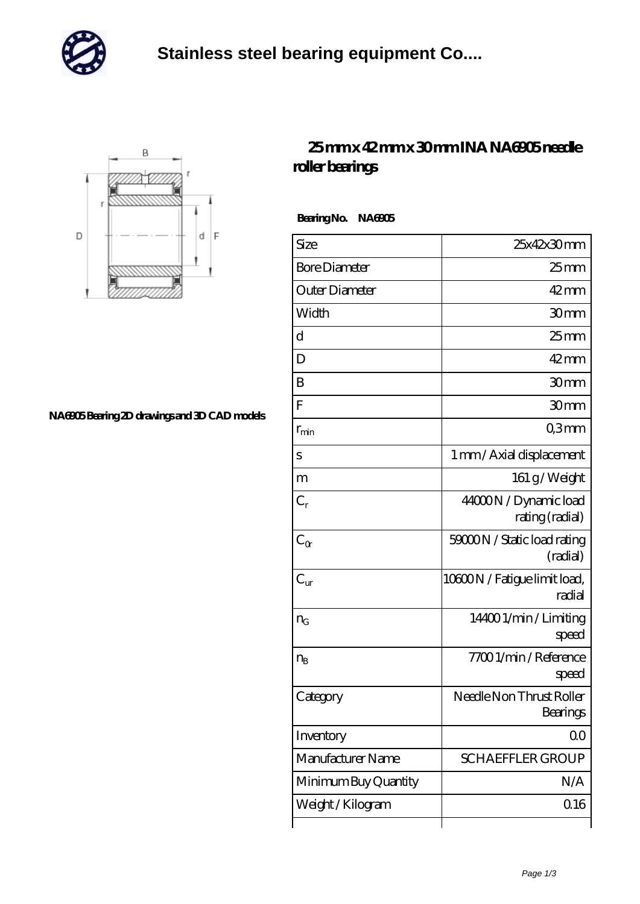# Stainless steel bearing equipment Co....

NA6905 Bearing 2D drawings and 3D CAD models

## 25 mm x 42 mm x 30 mm INA NA6905 needle roller bearings

**Bearing No. NA6905**

| Size | 25x42x30 mm |
|---|---|
| Bore Diameter | 25 mm |
| Outer Diameter | 42 mm |
| Width | 30 mm |
| d | 25 mm |
| D | 42 mm |
| B | 30 mm |
| F | 30 mm |
| $r_{min}$ | 0,3 mm |
| s | 1 mm / Axial displacement |
| m | 161 g / Weight |
| $C_r$ | 44000 N / Dynamic load rating (radial) |
| $C_{0r}$ | 59000 N / Static load rating (radial) |
| $C_{ur}$ | 10600 N / Fatigue limit load, radial |
| $n_G$ | 14400 1/min / Limiting speed |
| $n_B$ | 7700 1/min / Reference speed |
| Category | Needle Non Thrust Roller Bearings |
| Inventory | 0.0 |
| Manufacturer Name | SCHAEFFLER GROUP |
| Minimum Buy Quantity | N/A |
| Weight / Kilogram | 0.16 |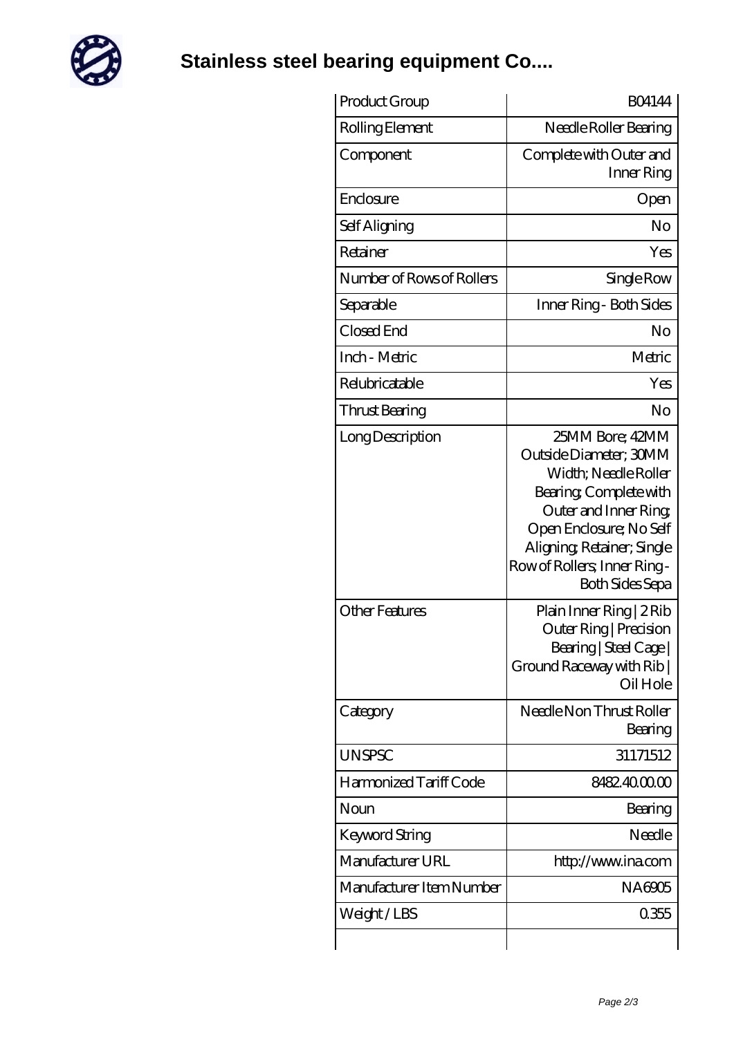# Stainless steel bearing equipment Co....

| Product Group | B04144 |
| --- | --- |
| Rolling Element | Needle Roller Bearing |
| Component | Complete with Outer and Inner Ring |
| Enclosure | Open |
| Self Aligning | No |
| Retainer | Yes |
| Number of Rows of Rollers | Single Row |
| Separable | Inner Ring - Both Sides |
| Closed End | No |
| Inch - Metric | Metric |
| Relubricatable | Yes |
| Thrust Bearing | No |
| Long Description | 25MM Bore; 42MM Outside Diameter; 30MM Width; Needle Roller Bearing; Complete with Outer and Inner Ring; Open Enclosure; No Self Aligning; Retainer; Single Row of Rollers; Inner Ring - Both Sides Sepa |
| Other Features | Plain Inner Ring \| 2 Rib Outer Ring \| Precision Bearing \| Steel Cage \| Ground Raceway with Rib \| Oil Hole |
| Category | Needle Non Thrust Roller Bearing |
| UNSPSC | 31171512 |
| Harmonized Tariff Code | 8482.40.00.00 |
| Noun | Bearing |
| Keyword String | Needle |
| Manufacturer URL | http://www.ina.com |
| Manufacturer Item Number | NA6905 |
| Weight / LBS | 0.355 |
| | |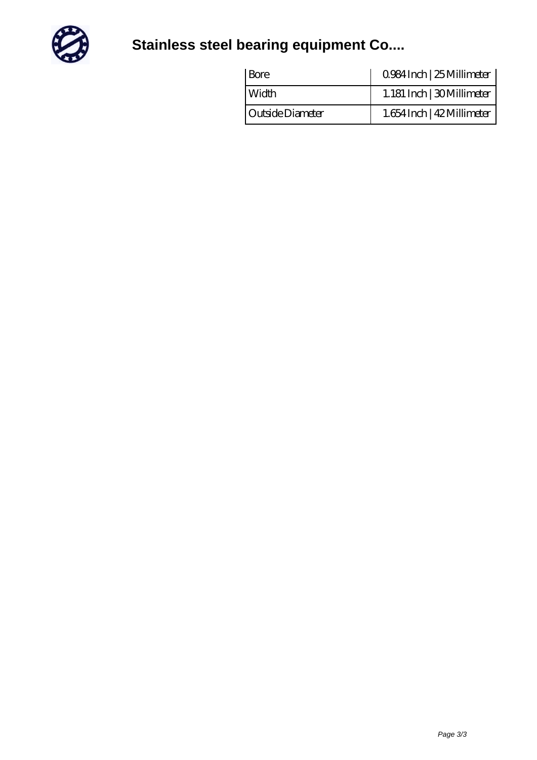| | |
|---|---|
| Bore | 0.984 Inch \| 25 Millimeter |
| Width | 1.181 Inch \| 30 Millimeter |
| Outside Diameter | 1.654 Inch \| 42 Millimeter |